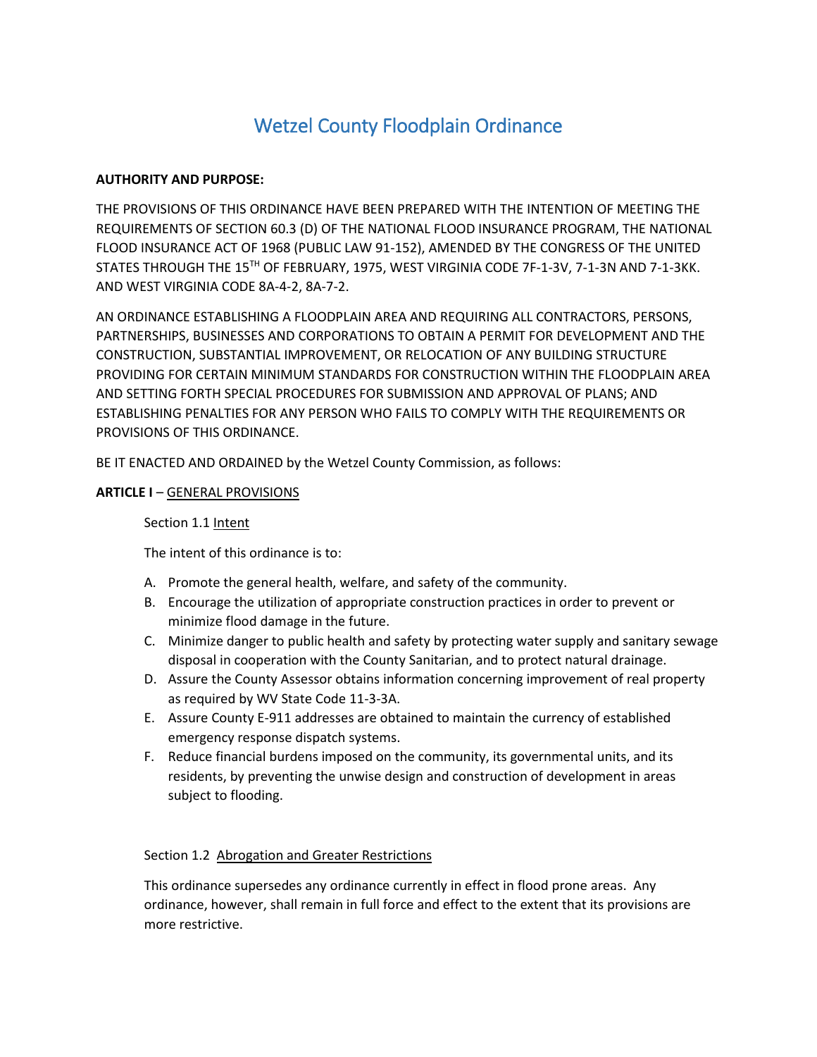# Wetzel County Floodplain Ordinance

**AUTHORITY AND PURPOSE:**

THE PROVISIONS OF THIS ORDINANCE HAVE BEEN PREPARED WITH THE INTENTION OF MEETING THE REQUIREMENTS OF SECTION 60.3 (D) OF THE NATIONAL FLOOD INSURANCE PROGRAM, THE NATIONAL FLOOD INSURANCE ACT OF 1968 (PUBLIC LAW 91-152), AMENDED BY THE CONGRESS OF THE UNITED STATES THROUGH THE 15TH OF FEBRUARY, 1975, WEST VIRGINIA CODE 7F-1-3V, 7-1-3N AND 7-1-3KK. AND WEST VIRGINIA CODE 8A-4-2, 8A-7-2.

AN ORDINANCE ESTABLISHING A FLOODPLAIN AREA AND REQUIRING ALL CONTRACTORS, PERSONS, PARTNERSHIPS, BUSINESSES AND CORPORATIONS TO OBTAIN A PERMIT FOR DEVELOPMENT AND THE CONSTRUCTION, SUBSTANTIAL IMPROVEMENT, OR RELOCATION OF ANY BUILDING STRUCTURE PROVIDING FOR CERTAIN MINIMUM STANDARDS FOR CONSTRUCTION WITHIN THE FLOODPLAIN AREA AND SETTING FORTH SPECIAL PROCEDURES FOR SUBMISSION AND APPROVAL OF PLANS; AND ESTABLISHING PENALTIES FOR ANY PERSON WHO FAILS TO COMPLY WITH THE REQUIREMENTS OR PROVISIONS OF THIS ORDINANCE.

BE IT ENACTED AND ORDAINED by the Wetzel County Commission, as follows:

**ARTICLE I** – GENERAL PROVISIONS

Section 1.1 Intent

The intent of this ordinance is to:

A. Promote the general health, welfare, and safety of the community.
B. Encourage the utilization of appropriate construction practices in order to prevent or minimize flood damage in the future.
C. Minimize danger to public health and safety by protecting water supply and sanitary sewage disposal in cooperation with the County Sanitarian, and to protect natural drainage.
D. Assure the County Assessor obtains information concerning improvement of real property as required by WV State Code 11-3-3A.
E. Assure County E-911 addresses are obtained to maintain the currency of established emergency response dispatch systems.
F. Reduce financial burdens imposed on the community, its governmental units, and its residents, by preventing the unwise design and construction of development in areas subject to flooding.

Section 1.2 Abrogation and Greater Restrictions

This ordinance supersedes any ordinance currently in effect in flood prone areas. Any ordinance, however, shall remain in full force and effect to the extent that its provisions are more restrictive.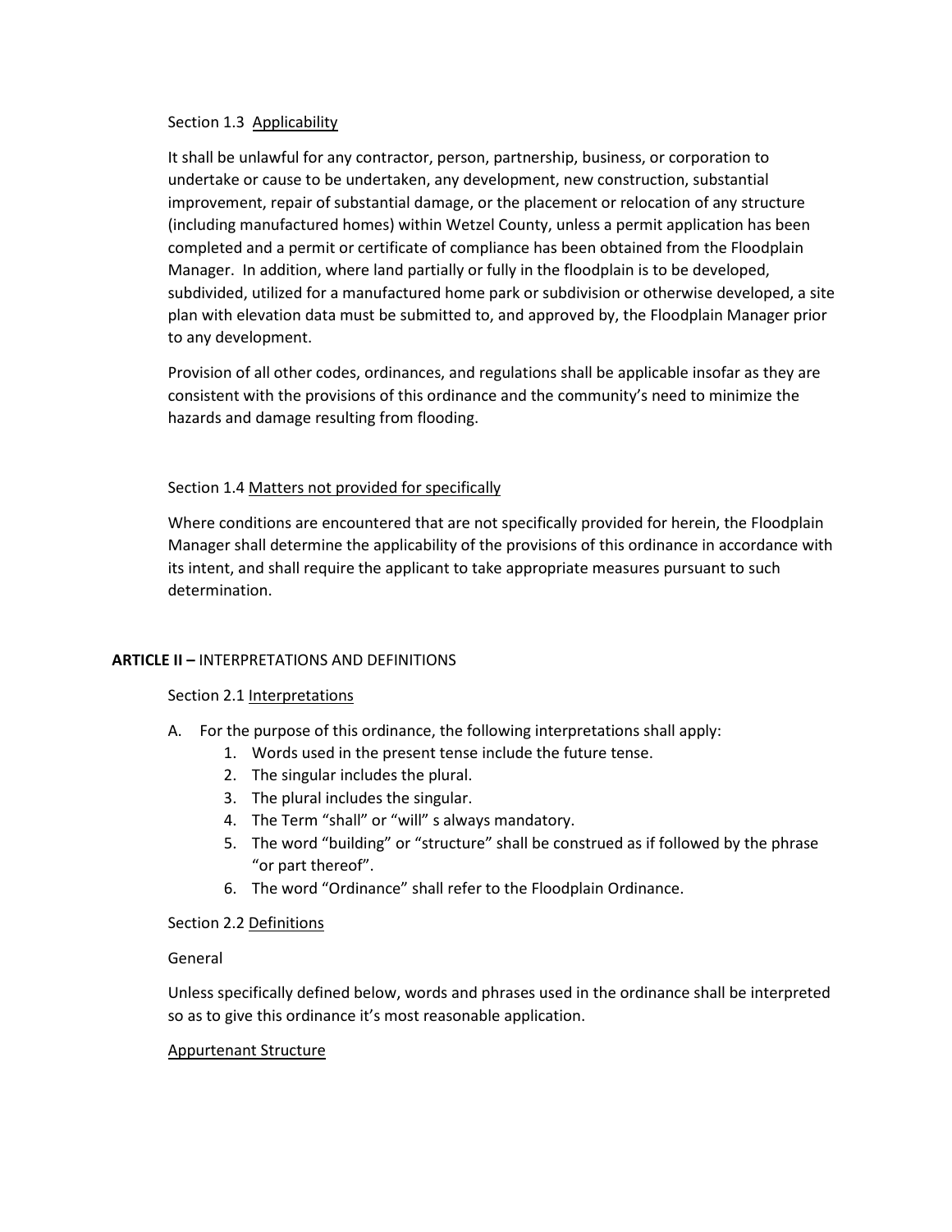Section 1.3 Applicability

It shall be unlawful for any contractor, person, partnership, business, or corporation to undertake or cause to be undertaken, any development, new construction, substantial improvement, repair of substantial damage, or the placement or relocation of any structure (including manufactured homes) within Wetzel County, unless a permit application has been completed and a permit or certificate of compliance has been obtained from the Floodplain Manager. In addition, where land partially or fully in the floodplain is to be developed, subdivided, utilized for a manufactured home park or subdivision or otherwise developed, a site plan with elevation data must be submitted to, and approved by, the Floodplain Manager prior to any development.

Provision of all other codes, ordinances, and regulations shall be applicable insofar as they are consistent with the provisions of this ordinance and the community's need to minimize the hazards and damage resulting from flooding.

Section 1.4 Matters not provided for specifically

Where conditions are encountered that are not specifically provided for herein, the Floodplain Manager shall determine the applicability of the provisions of this ordinance in accordance with its intent, and shall require the applicant to take appropriate measures pursuant to such determination.

## **ARTICLE II –** INTERPRETATIONS AND DEFINITIONS

Section 2.1 Interpretations

A. For the purpose of this ordinance, the following interpretations shall apply:
   1. Words used in the present tense include the future tense.
   2. The singular includes the plural.
   3. The plural includes the singular.
   4. The Term "shall" or "will" s always mandatory.
   5. The word "building" or "structure" shall be construed as if followed by the phrase "or part thereof".
   6. The word "Ordinance" shall refer to the Floodplain Ordinance.

Section 2.2 Definitions

General

Unless specifically defined below, words and phrases used in the ordinance shall be interpreted so as to give this ordinance it's most reasonable application.

Appurtenant Structure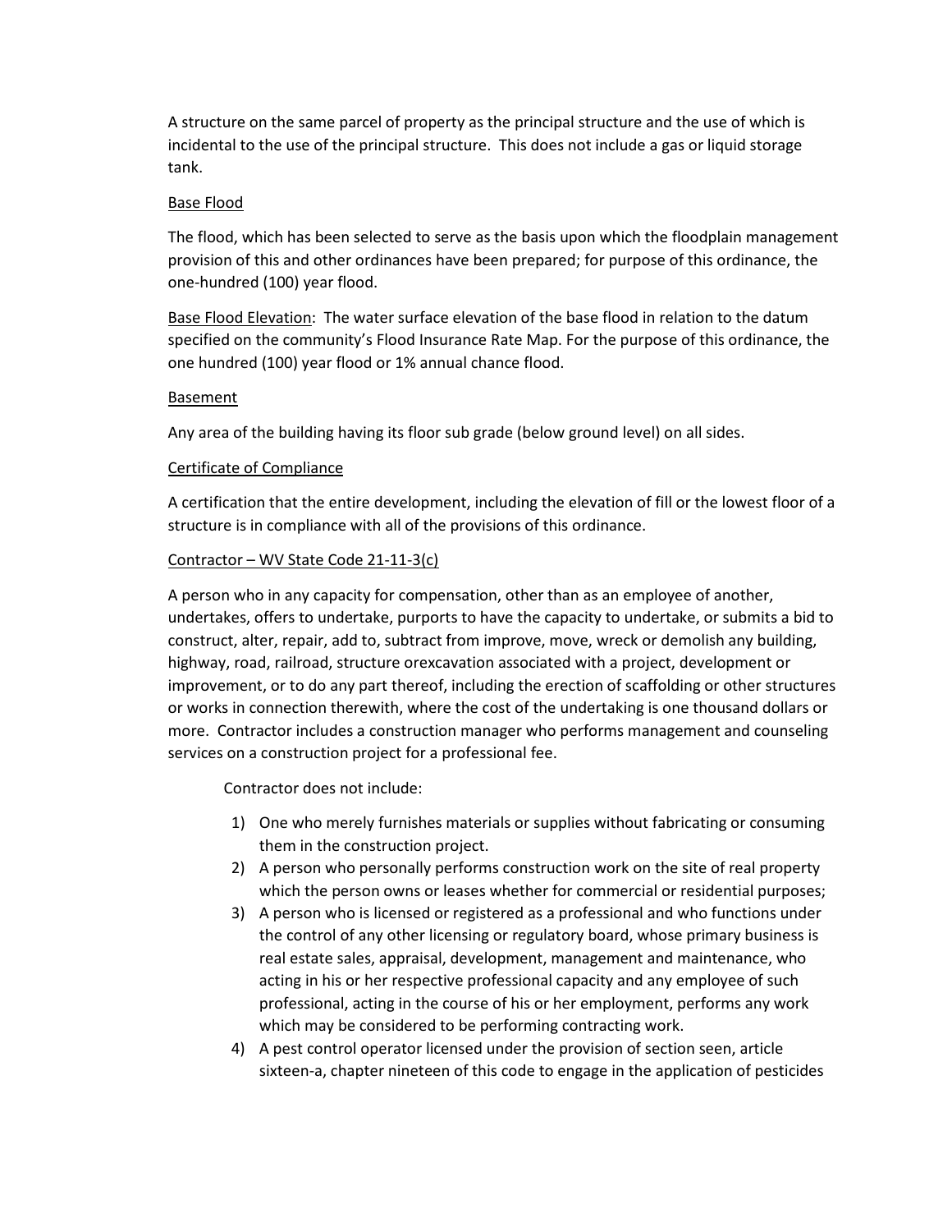A structure on the same parcel of property as the principal structure and the use of which is incidental to the use of the principal structure. This does not include a gas or liquid storage tank.

<u>Base Flood</u>

The flood, which has been selected to serve as the basis upon which the floodplain management provision of this and other ordinances have been prepared; for purpose of this ordinance, the one-hundred (100) year flood.

<u>Base Flood Elevation</u>: The water surface elevation of the base flood in relation to the datum specified on the community's Flood Insurance Rate Map. For the purpose of this ordinance, the one hundred (100) year flood or 1% annual chance flood.

<u>Basement</u>

Any area of the building having its floor sub grade (below ground level) on all sides.

<u>Certificate of Compliance</u>

A certification that the entire development, including the elevation of fill or the lowest floor of a structure is in compliance with all of the provisions of this ordinance.

<u>Contractor – WV State Code 21-11-3(c)</u>

A person who in any capacity for compensation, other than as an employee of another, undertakes, offers to undertake, purports to have the capacity to undertake, or submits a bid to construct, alter, repair, add to, subtract from improve, move, wreck or demolish any building, highway, road, railroad, structure orexcavation associated with a project, development or improvement, or to do any part thereof, including the erection of scaffolding or other structures or works in connection therewith, where the cost of the undertaking is one thousand dollars or more. Contractor includes a construction manager who performs management and counseling services on a construction project for a professional fee.

Contractor does not include:

1) One who merely furnishes materials or supplies without fabricating or consuming them in the construction project.
2) A person who personally performs construction work on the site of real property which the person owns or leases whether for commercial or residential purposes;
3) A person who is licensed or registered as a professional and who functions under the control of any other licensing or regulatory board, whose primary business is real estate sales, appraisal, development, management and maintenance, who acting in his or her respective professional capacity and any employee of such professional, acting in the course of his or her employment, performs any work which may be considered to be performing contracting work.
4) A pest control operator licensed under the provision of section seen, article sixteen-a, chapter nineteen of this code to engage in the application of pesticides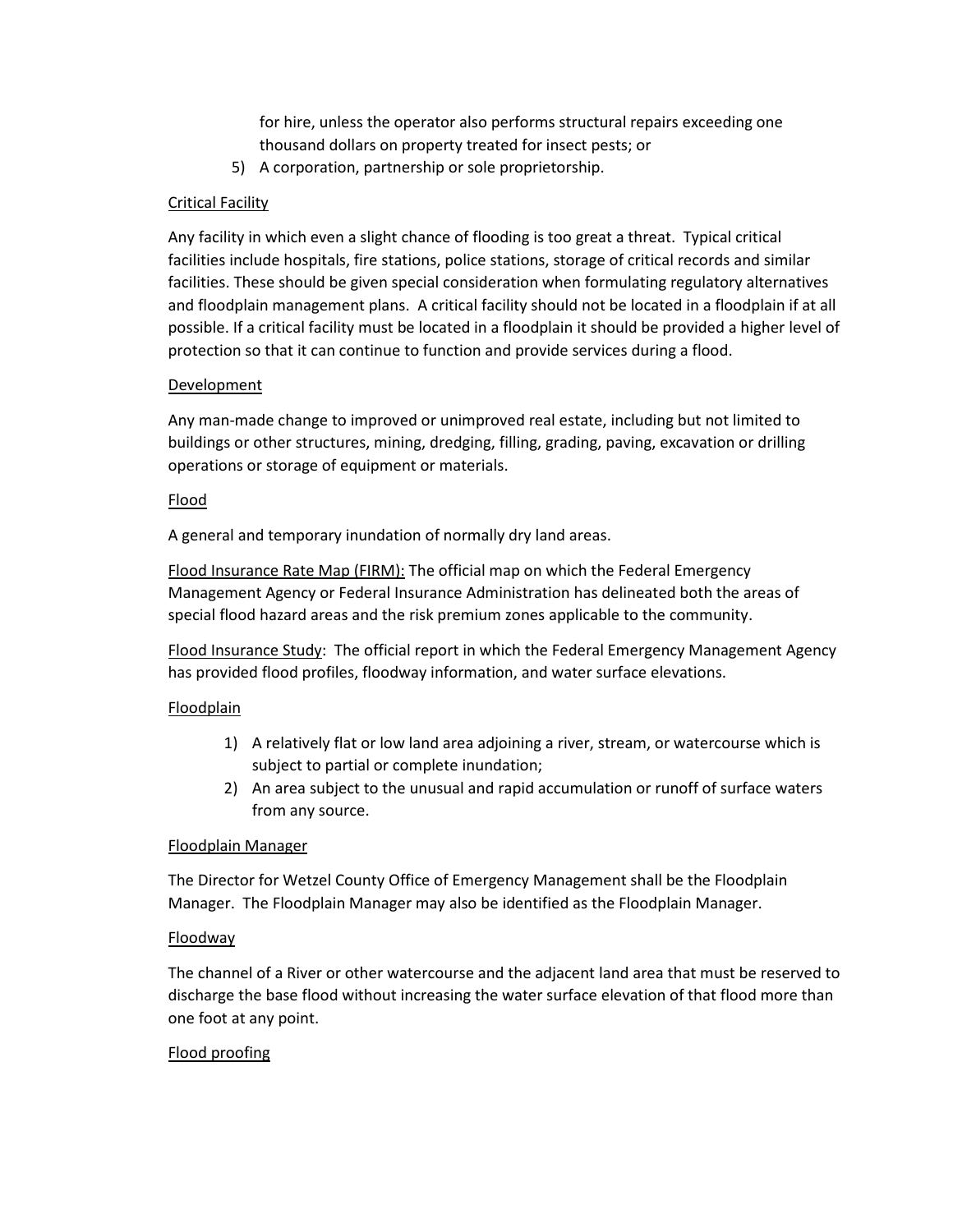for hire, unless the operator also performs structural repairs exceeding one thousand dollars on property treated for insect pests; or

5) A corporation, partnership or sole proprietorship.

<u>Critical Facility</u>

Any facility in which even a slight chance of flooding is too great a threat. Typical critical facilities include hospitals, fire stations, police stations, storage of critical records and similar facilities. These should be given special consideration when formulating regulatory alternatives and floodplain management plans. A critical facility should not be located in a floodplain if at all possible. If a critical facility must be located in a floodplain it should be provided a higher level of protection so that it can continue to function and provide services during a flood.

<u>Development</u>

Any man-made change to improved or unimproved real estate, including but not limited to buildings or other structures, mining, dredging, filling, grading, paving, excavation or drilling operations or storage of equipment or materials.

<u>Flood</u>

A general and temporary inundation of normally dry land areas.

<u>Flood Insurance Rate Map (FIRM):</u> The official map on which the Federal Emergency Management Agency or Federal Insurance Administration has delineated both the areas of special flood hazard areas and the risk premium zones applicable to the community.

<u>Flood Insurance Study</u>: The official report in which the Federal Emergency Management Agency has provided flood profiles, floodway information, and water surface elevations.

<u>Floodplain</u>

1) A relatively flat or low land area adjoining a river, stream, or watercourse which is subject to partial or complete inundation;
2) An area subject to the unusual and rapid accumulation or runoff of surface waters from any source.

<u>Floodplain Manager</u>

The Director for Wetzel County Office of Emergency Management shall be the Floodplain Manager. The Floodplain Manager may also be identified as the Floodplain Manager.

<u>Floodway</u>

The channel of a River or other watercourse and the adjacent land area that must be reserved to discharge the base flood without increasing the water surface elevation of that flood more than one foot at any point.

<u>Flood proofing</u>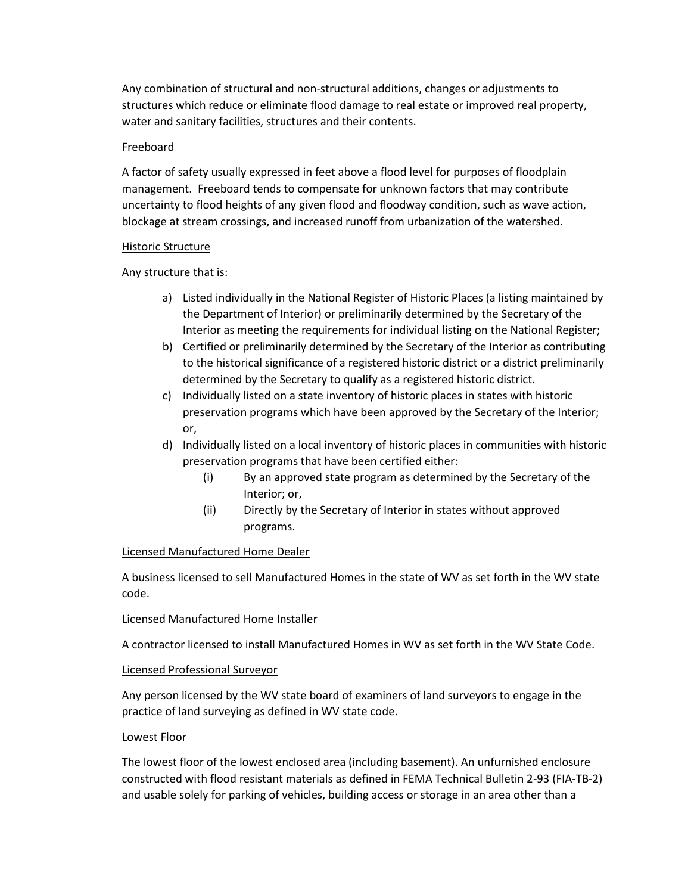Any combination of structural and non-structural additions, changes or adjustments to structures which reduce or eliminate flood damage to real estate or improved real property, water and sanitary facilities, structures and their contents.

Freeboard

A factor of safety usually expressed in feet above a flood level for purposes of floodplain management. Freeboard tends to compensate for unknown factors that may contribute uncertainty to flood heights of any given flood and floodway condition, such as wave action, blockage at stream crossings, and increased runoff from urbanization of the watershed.

Historic Structure

Any structure that is:

a) Listed individually in the National Register of Historic Places (a listing maintained by the Department of Interior) or preliminarily determined by the Secretary of the Interior as meeting the requirements for individual listing on the National Register;
b) Certified or preliminarily determined by the Secretary of the Interior as contributing to the historical significance of a registered historic district or a district preliminarily determined by the Secretary to qualify as a registered historic district.
c) Individually listed on a state inventory of historic places in states with historic preservation programs which have been approved by the Secretary of the Interior; or,
d) Individually listed on a local inventory of historic places in communities with historic preservation programs that have been certified either:
    (i) By an approved state program as determined by the Secretary of the Interior; or,
    (ii) Directly by the Secretary of Interior in states without approved programs.

Licensed Manufactured Home Dealer

A business licensed to sell Manufactured Homes in the state of WV as set forth in the WV state code.

Licensed Manufactured Home Installer

A contractor licensed to install Manufactured Homes in WV as set forth in the WV State Code.

Licensed Professional Surveyor

Any person licensed by the WV state board of examiners of land surveyors to engage in the practice of land surveying as defined in WV state code.

Lowest Floor

The lowest floor of the lowest enclosed area (including basement). An unfurnished enclosure constructed with flood resistant materials as defined in FEMA Technical Bulletin 2-93 (FIA-TB-2) and usable solely for parking of vehicles, building access or storage in an area other than a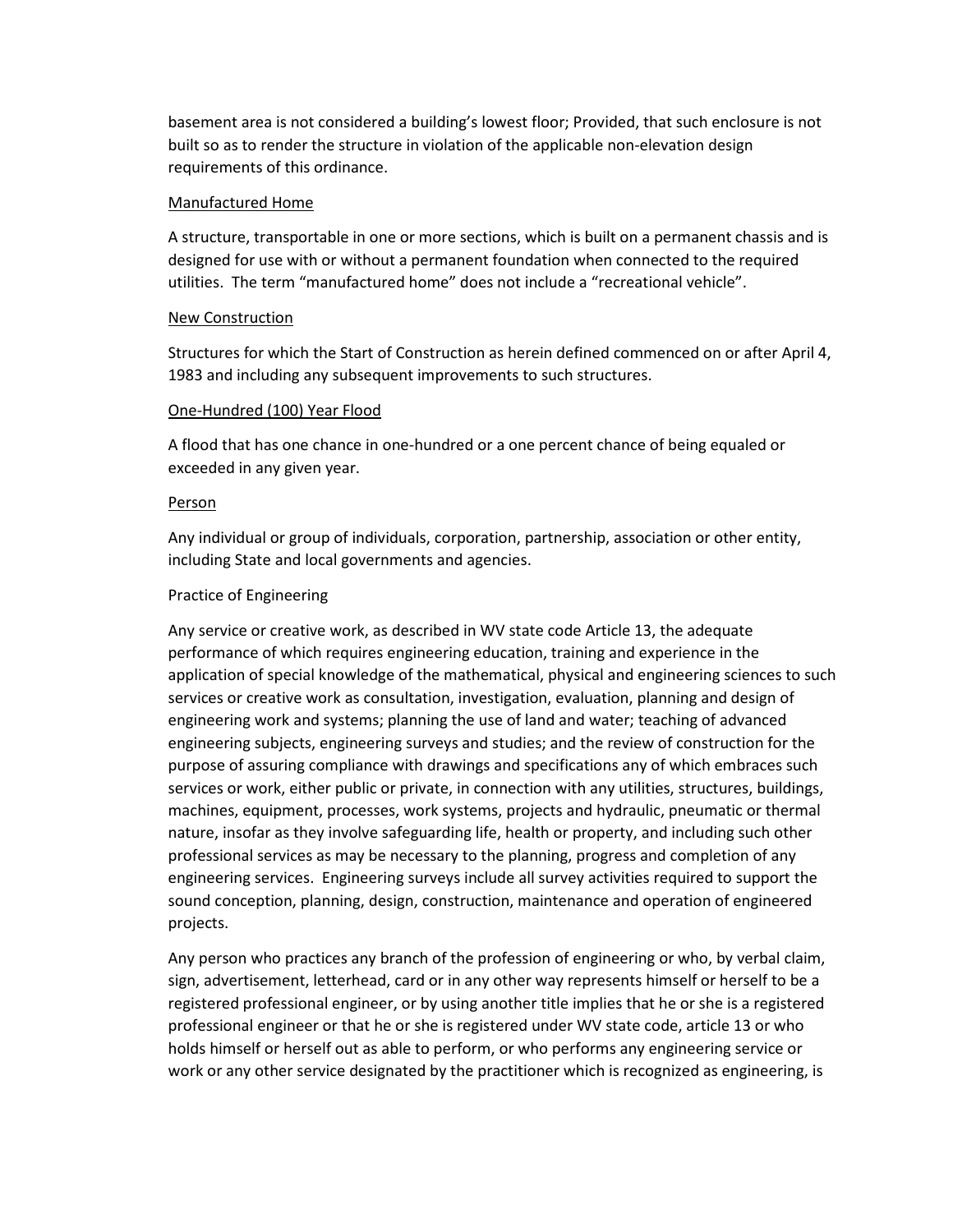basement area is not considered a building's lowest floor; Provided, that such enclosure is not built so as to render the structure in violation of the applicable non-elevation design requirements of this ordinance.

<u>Manufactured Home</u>

A structure, transportable in one or more sections, which is built on a permanent chassis and is designed for use with or without a permanent foundation when connected to the required utilities. The term "manufactured home" does not include a "recreational vehicle".

<u>New Construction</u>

Structures for which the Start of Construction as herein defined commenced on or after April 4, 1983 and including any subsequent improvements to such structures.

<u>One-Hundred (100) Year Flood</u>

A flood that has one chance in one-hundred or a one percent chance of being equaled or exceeded in any given year.

<u>Person</u>

Any individual or group of individuals, corporation, partnership, association or other entity, including State and local governments and agencies.

Practice of Engineering

Any service or creative work, as described in WV state code Article 13, the adequate performance of which requires engineering education, training and experience in the application of special knowledge of the mathematical, physical and engineering sciences to such services or creative work as consultation, investigation, evaluation, planning and design of engineering work and systems; planning the use of land and water; teaching of advanced engineering subjects, engineering surveys and studies; and the review of construction for the purpose of assuring compliance with drawings and specifications any of which embraces such services or work, either public or private, in connection with any utilities, structures, buildings, machines, equipment, processes, work systems, projects and hydraulic, pneumatic or thermal nature, insofar as they involve safeguarding life, health or property, and including such other professional services as may be necessary to the planning, progress and completion of any engineering services. Engineering surveys include all survey activities required to support the sound conception, planning, design, construction, maintenance and operation of engineered projects.

Any person who practices any branch of the profession of engineering or who, by verbal claim, sign, advertisement, letterhead, card or in any other way represents himself or herself to be a registered professional engineer, or by using another title implies that he or she is a registered professional engineer or that he or she is registered under WV state code, article 13 or who holds himself or herself out as able to perform, or who performs any engineering service or work or any other service designated by the practitioner which is recognized as engineering, is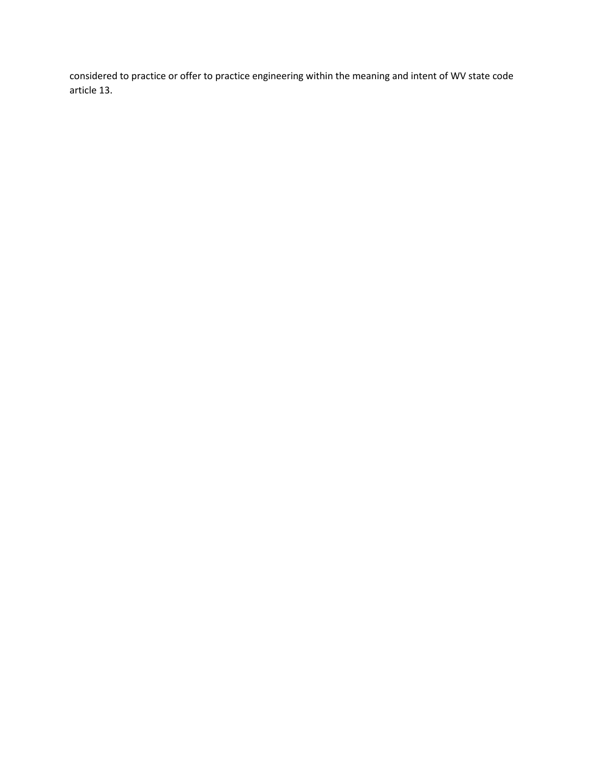considered to practice or offer to practice engineering within the meaning and intent of WV state code article 13.